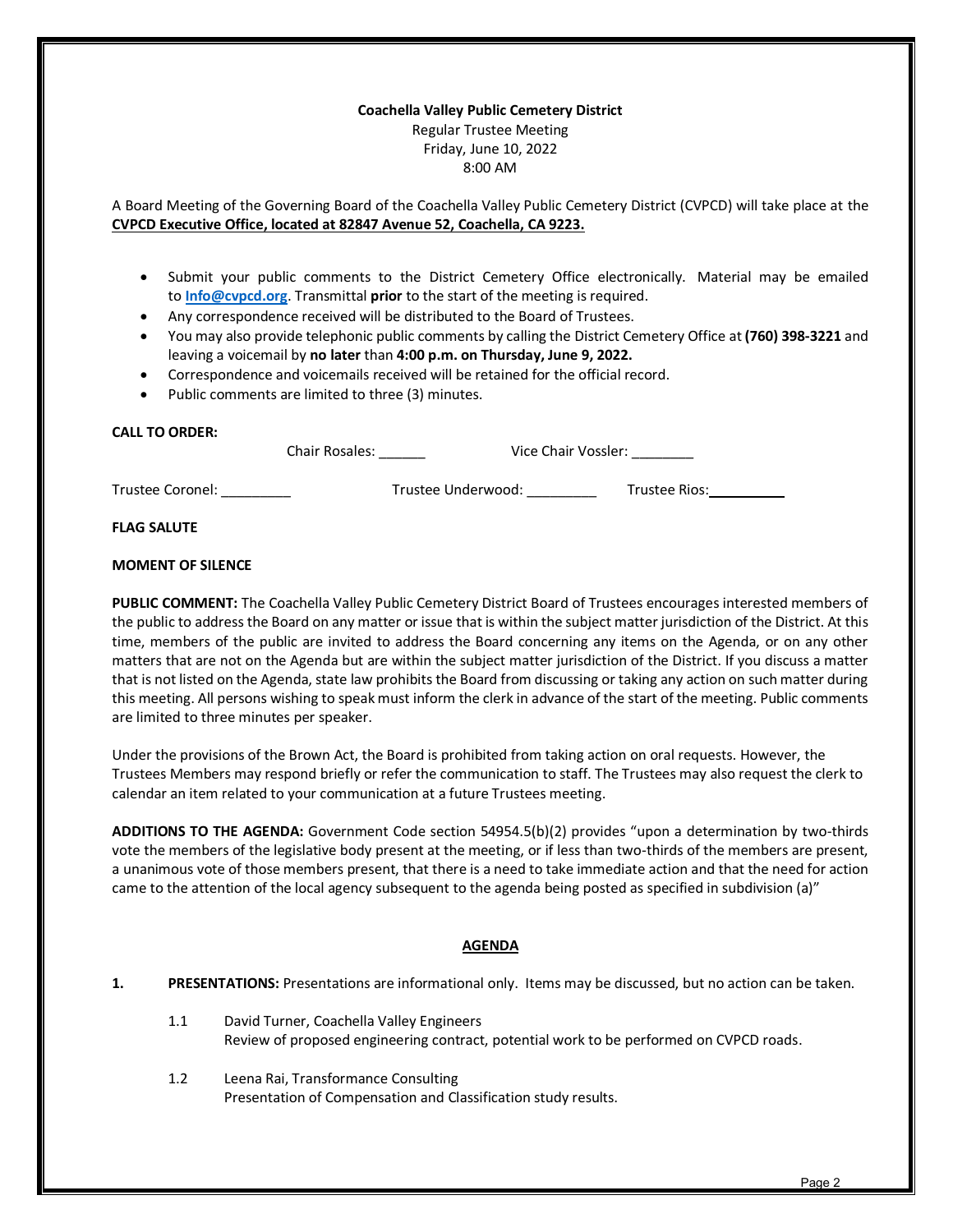**Coachella Valley Public Cemetery District**
Regular Trustee Meeting
Friday, June 10, 2022
8:00 AM

A Board Meeting of the Governing Board of the Coachella Valley Public Cemetery District (CVPCD) will take place at the **CVPCD Executive Office, located at 82847 Avenue 52, Coachella, CA 9223.**

- Submit your public comments to the District Cemetery Office electronically. Material may be emailed to **Info@cvpcd.org**. Transmittal **prior** to the start of the meeting is required.
- Any correspondence received will be distributed to the Board of Trustees.
- You may also provide telephonic public comments by calling the District Cemetery Office at **(760) 398-3221** and leaving a voicemail by **no later** than **4:00 p.m. on Thursday, June 9, 2022.**
- Correspondence and voicemails received will be retained for the official record.
- Public comments are limited to three (3) minutes.

**CALL TO ORDER:**

Chair Rosales: ______ Vice Chair Vossler: ________

Trustee Coronel: _________ Trustee Underwood: _________ Trustee Rios: __________

**FLAG SALUTE**

**MOMENT OF SILENCE**

**PUBLIC COMMENT:** The Coachella Valley Public Cemetery District Board of Trustees encourages interested members of the public to address the Board on any matter or issue that is within the subject matter jurisdiction of the District. At this time, members of the public are invited to address the Board concerning any items on the Agenda, or on any other matters that are not on the Agenda but are within the subject matter jurisdiction of the District. If you discuss a matter that is not listed on the Agenda, state law prohibits the Board from discussing or taking any action on such matter during this meeting. All persons wishing to speak must inform the clerk in advance of the start of the meeting. Public comments are limited to three minutes per speaker.

Under the provisions of the Brown Act, the Board is prohibited from taking action on oral requests. However, the Trustees Members may respond briefly or refer the communication to staff. The Trustees may also request the clerk to calendar an item related to your communication at a future Trustees meeting.

**ADDITIONS TO THE AGENDA:** Government Code section 54954.5(b)(2) provides "upon a determination by two-thirds vote the members of the legislative body present at the meeting, or if less than two-thirds of the members are present, a unanimous vote of those members present, that there is a need to take immediate action and that the need for action came to the attention of the local agency subsequent to the agenda being posted as specified in subdivision (a)"

## AGENDA

**1. PRESENTATIONS:** Presentations are informational only. Items may be discussed, but no action can be taken.

1.1 David Turner, Coachella Valley Engineers
Review of proposed engineering contract, potential work to be performed on CVPCD roads.

1.2 Leena Rai, Transformance Consulting
Presentation of Compensation and Classification study results.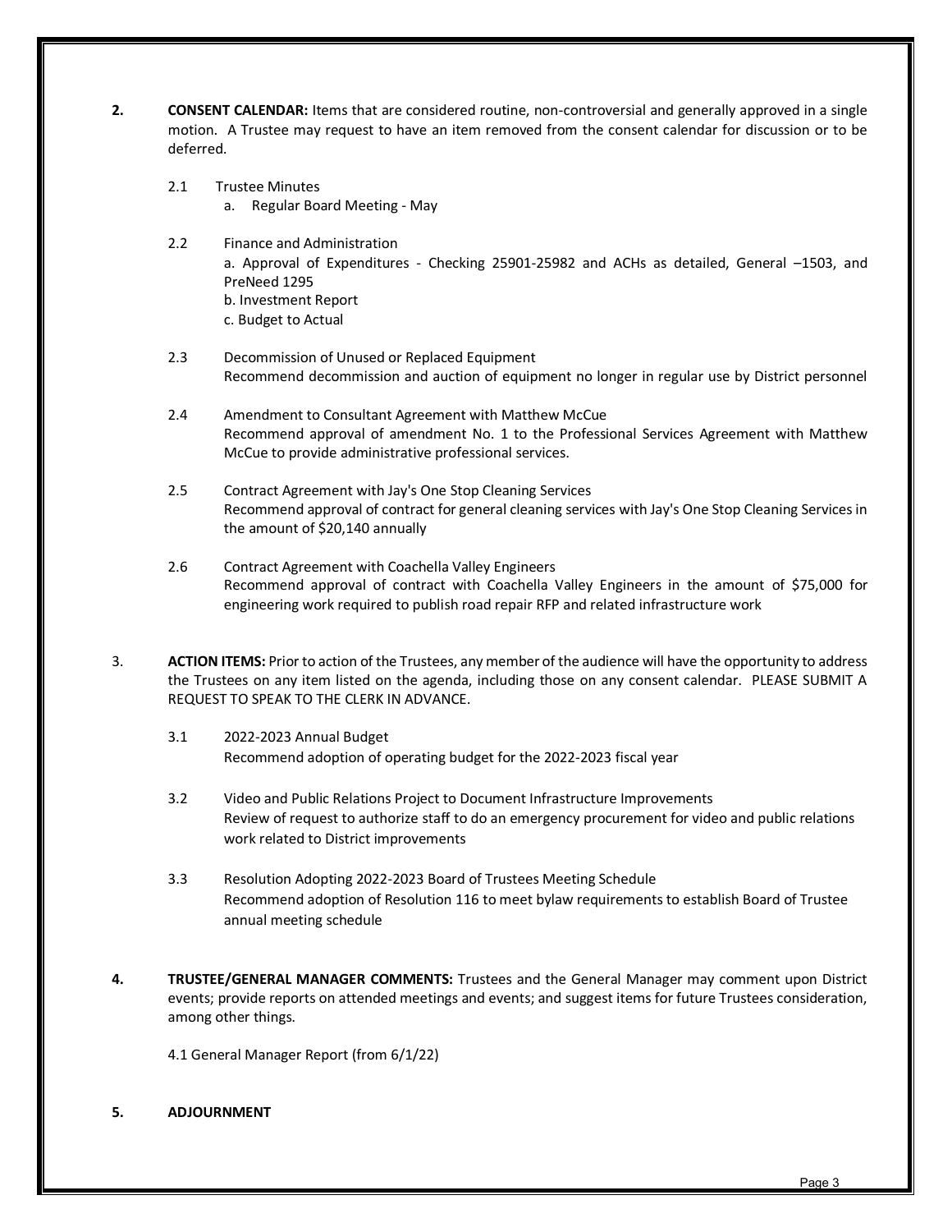**2. CONSENT CALENDAR:** Items that are considered routine, non-controversial and generally approved in a single motion. A Trustee may request to have an item removed from the consent calendar for discussion or to be deferred.

2.1 Trustee Minutes

a. Regular Board Meeting - May

2.2 Finance and Administration

a. Approval of Expenditures - Checking 25901-25982 and ACHs as detailed, General –1503, and PreNeed 1295

b. Investment Report

c. Budget to Actual

2.3 Decommission of Unused or Replaced Equipment

Recommend decommission and auction of equipment no longer in regular use by District personnel

2.4 Amendment to Consultant Agreement with Matthew McCue

Recommend approval of amendment No. 1 to the Professional Services Agreement with Matthew McCue to provide administrative professional services.

2.5 Contract Agreement with Jay's One Stop Cleaning Services

Recommend approval of contract for general cleaning services with Jay's One Stop Cleaning Services in the amount of $20,140 annually

2.6 Contract Agreement with Coachella Valley Engineers

Recommend approval of contract with Coachella Valley Engineers in the amount of $75,000 for engineering work required to publish road repair RFP and related infrastructure work

3. **ACTION ITEMS:** Prior to action of the Trustees, any member of the audience will have the opportunity to address the Trustees on any item listed on the agenda, including those on any consent calendar. PLEASE SUBMIT A REQUEST TO SPEAK TO THE CLERK IN ADVANCE.

3.1 2022-2023 Annual Budget

Recommend adoption of operating budget for the 2022-2023 fiscal year

3.2 Video and Public Relations Project to Document Infrastructure Improvements

Review of request to authorize staff to do an emergency procurement for video and public relations work related to District improvements

3.3 Resolution Adopting 2022-2023 Board of Trustees Meeting Schedule

Recommend adoption of Resolution 116 to meet bylaw requirements to establish Board of Trustee annual meeting schedule

**4. TRUSTEE/GENERAL MANAGER COMMENTS:** Trustees and the General Manager may comment upon District events; provide reports on attended meetings and events; and suggest items for future Trustees consideration, among other things.

4.1 General Manager Report (from 6/1/22)

**5. ADJOURNMENT**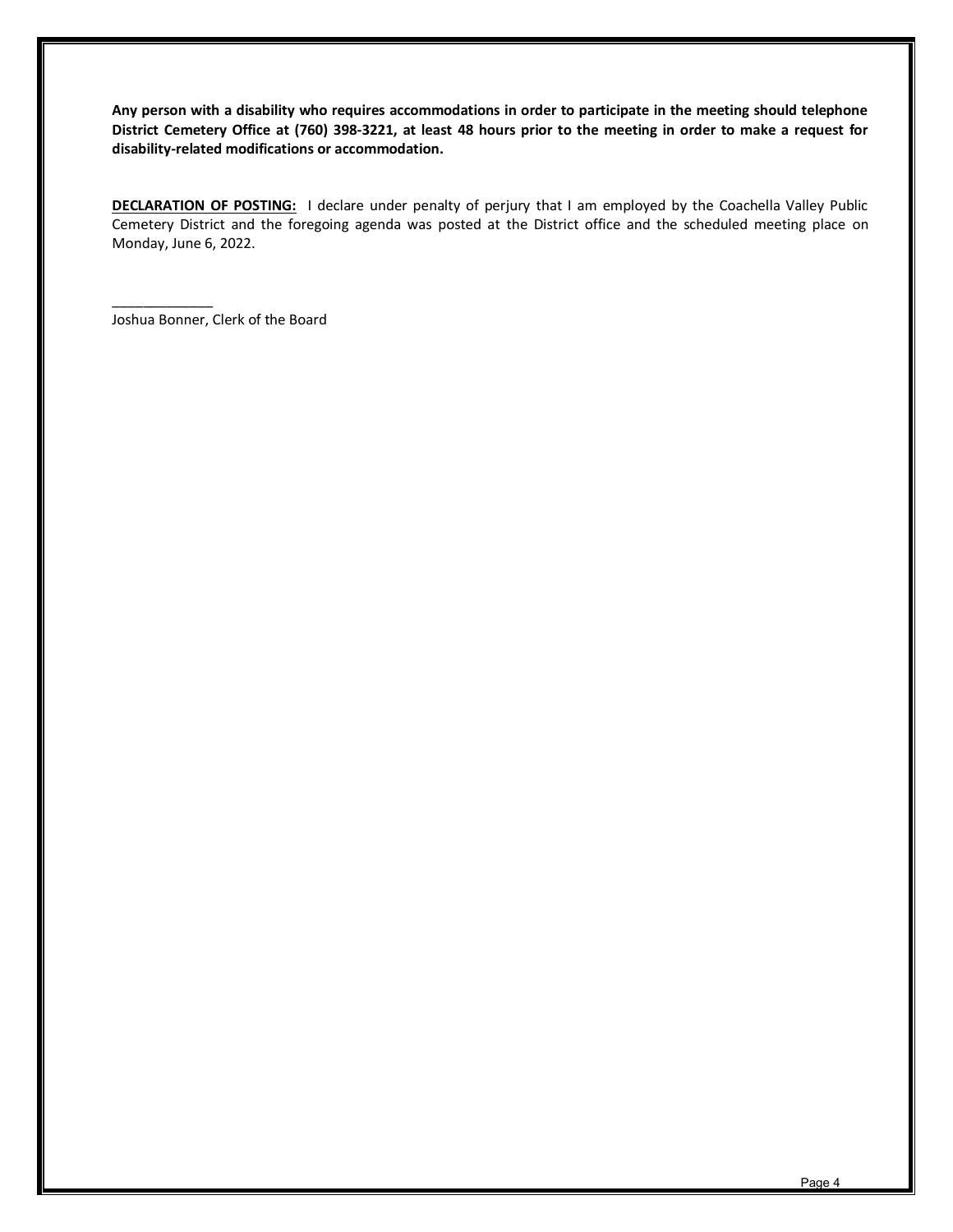**Any person with a disability who requires accommodations in order to participate in the meeting should telephone District Cemetery Office at (760) 398-3221, at least 48 hours prior to the meeting in order to make a request for disability-related modifications or accommodation.**

**DECLARATION OF POSTING:** I declare under penalty of perjury that I am employed by the Coachella Valley Public Cemetery District and the foregoing agenda was posted at the District office and the scheduled meeting place on Monday, June 6, 2022.

_____________
Joshua Bonner, Clerk of the Board